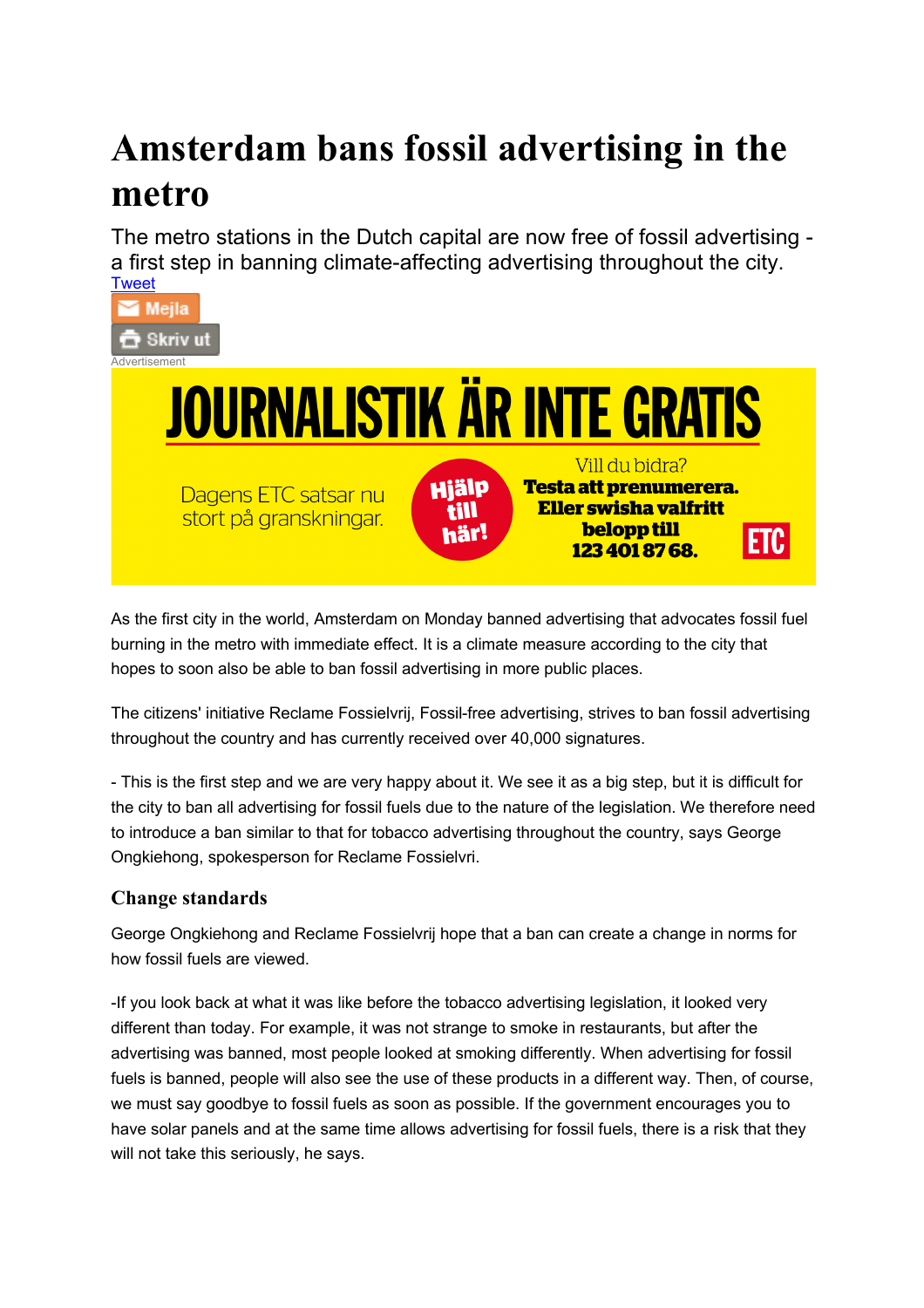# Amsterdam bans fossil advertising in the metro

The metro stations in the Dutch capital are now free of fossil advertising - a first step in banning climate-affecting advertising throughout the city.

Tweet

Mejla

Skriv ut

Advertisement

JOURNALISTIK ÄR INTE GRATIS

Dagens ETC satsar nu stort på granskningar.

Hjälp till här!

Vill du bidra?
**Testa att prenumerera. Eller swisha valfritt belopp till 123 401 87 68.**

ETC

As the first city in the world, Amsterdam on Monday banned advertising that advocates fossil fuel burning in the metro with immediate effect. It is a climate measure according to the city that hopes to soon also be able to ban fossil advertising in more public places.

The citizens' initiative Reclame Fossielvrij, Fossil-free advertising, strives to ban fossil advertising throughout the country and has currently received over 40,000 signatures.

- This is the first step and we are very happy about it. We see it as a big step, but it is difficult for the city to ban all advertising for fossil fuels due to the nature of the legislation. We therefore need to introduce a ban similar to that for tobacco advertising throughout the country, says George Ongkiehong, spokesperson for Reclame Fossielvri.

## Change standards

George Ongkiehong and Reclame Fossielvrij hope that a ban can create a change in norms for how fossil fuels are viewed.

-If you look back at what it was like before the tobacco advertising legislation, it looked very different than today. For example, it was not strange to smoke in restaurants, but after the advertising was banned, most people looked at smoking differently. When advertising for fossil fuels is banned, people will also see the use of these products in a different way. Then, of course, we must say goodbye to fossil fuels as soon as possible. If the government encourages you to have solar panels and at the same time allows advertising for fossil fuels, there is a risk that they will not take this seriously, he says.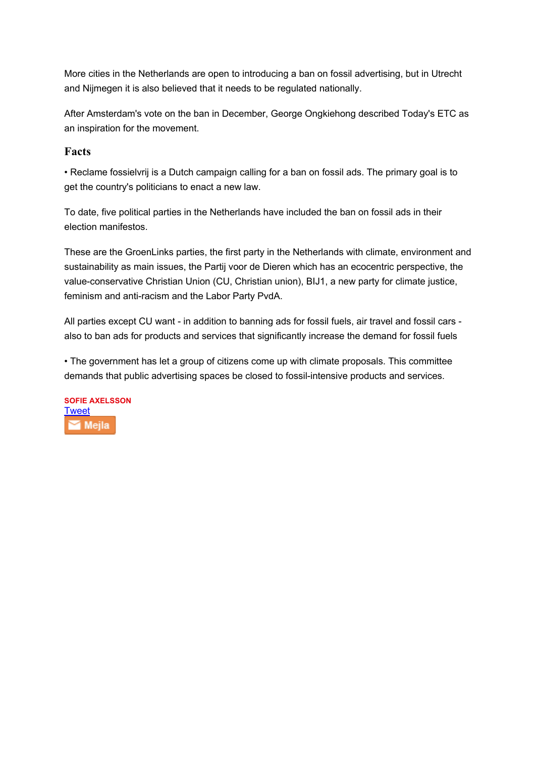More cities in the Netherlands are open to introducing a ban on fossil advertising, but in Utrecht and Nijmegen it is also believed that it needs to be regulated nationally.

After Amsterdam's vote on the ban in December, George Ongkiehong described Today's ETC as an inspiration for the movement.

## Facts

• Reclame fossielvrij is a Dutch campaign calling for a ban on fossil ads. The primary goal is to get the country's politicians to enact a new law.

To date, five political parties in the Netherlands have included the ban on fossil ads in their election manifestos.

These are the GroenLinks parties, the first party in the Netherlands with climate, environment and sustainability as main issues, the Partij voor de Dieren which has an ecocentric perspective, the value-conservative Christian Union (CU, Christian union), BIJ1, a new party for climate justice, feminism and anti-racism and the Labor Party PvdA.

All parties except CU want - in addition to banning ads for fossil fuels, air travel and fossil cars - also to ban ads for products and services that significantly increase the demand for fossil fuels

• The government has let a group of citizens come up with climate proposals. This committee demands that public advertising spaces be closed to fossil-intensive products and services.

**SOFIE AXELSSON**

Tweet

Mejla